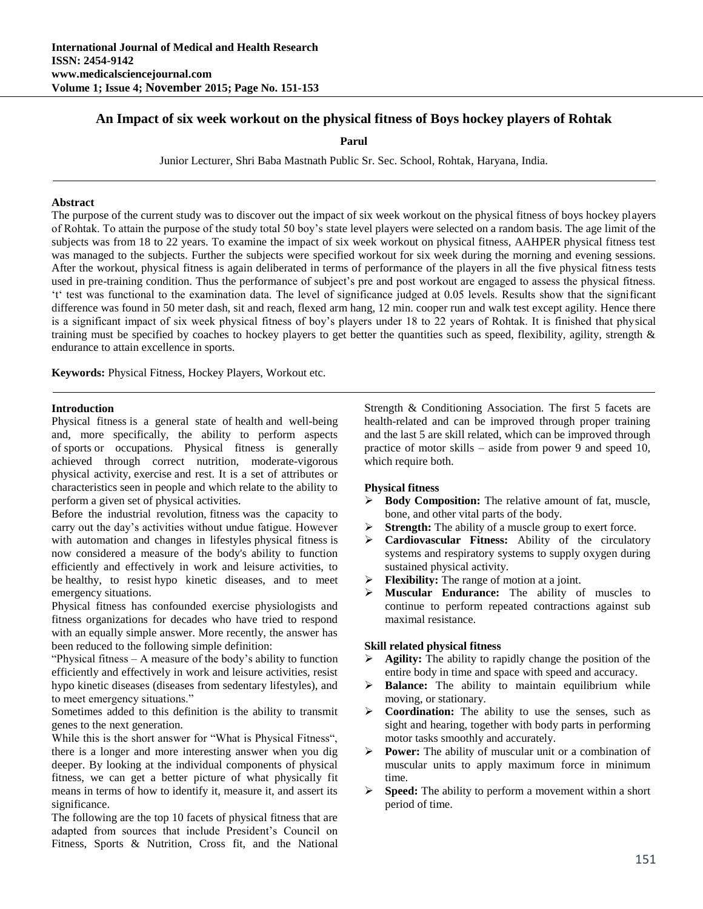# An Impact of six week workout on the physical fitness of Boys hockey players of Rohtak

**Parul**

Junior Lecturer, Shri Baba Mastnath Public Sr. Sec. School, Rohtak, Haryana, India.

## Abstract

The purpose of the current study was to discover out the impact of six week workout on the physical fitness of boys hockey players of Rohtak. To attain the purpose of the study total 50 boy's state level players were selected on a random basis. The age limit of the subjects was from 18 to 22 years. To examine the impact of six week workout on physical fitness, AAHPER physical fitness test was managed to the subjects. Further the subjects were specified workout for six week during the morning and evening sessions. After the workout, physical fitness is again deliberated in terms of performance of the players in all the five physical fitness tests used in pre-training condition. Thus the performance of subject's pre and post workout are engaged to assess the physical fitness. 't' test was functional to the examination data. The level of significance judged at 0.05 levels. Results show that the significant difference was found in 50 meter dash, sit and reach, flexed arm hang, 12 min. cooper run and walk test except agility. Hence there is a significant impact of six week physical fitness of boy's players under 18 to 22 years of Rohtak. It is finished that physical training must be specified by coaches to hockey players to get better the quantities such as speed, flexibility, agility, strength & endurance to attain excellence in sports.

**Keywords:** Physical Fitness, Hockey Players, Workout etc.

## Introduction

Physical fitness is a general state of health and well-being and, more specifically, the ability to perform aspects of sports or occupations. Physical fitness is generally achieved through correct nutrition, moderate-vigorous physical activity, exercise and rest. It is a set of attributes or characteristics seen in people and which relate to the ability to perform a given set of physical activities.

Before the industrial revolution, fitness was the capacity to carry out the day's activities without undue fatigue. However with automation and changes in lifestyles physical fitness is now considered a measure of the body's ability to function efficiently and effectively in work and leisure activities, to be healthy, to resist hypo kinetic diseases, and to meet emergency situations.

Physical fitness has confounded exercise physiologists and fitness organizations for decades who have tried to respond with an equally simple answer. More recently, the answer has been reduced to the following simple definition:

"Physical fitness – A measure of the body's ability to function efficiently and effectively in work and leisure activities, resist hypo kinetic diseases (diseases from sedentary lifestyles), and to meet emergency situations."

Sometimes added to this definition is the ability to transmit genes to the next generation.

While this is the short answer for "What is Physical Fitness", there is a longer and more interesting answer when you dig deeper. By looking at the individual components of physical fitness, we can get a better picture of what physically fit means in terms of how to identify it, measure it, and assert its significance.

The following are the top 10 facets of physical fitness that are adapted from sources that include President's Council on Fitness, Sports & Nutrition, Cross fit, and the National Strength & Conditioning Association. The first 5 facets are health-related and can be improved through proper training and the last 5 are skill related, which can be improved through practice of motor skills – aside from power 9 and speed 10, which require both.

### Physical fitness

- **Body Composition:** The relative amount of fat, muscle, bone, and other vital parts of the body.
- **Strength:** The ability of a muscle group to exert force.
- **Cardiovascular Fitness:** Ability of the circulatory systems and respiratory systems to supply oxygen during sustained physical activity.
- **Flexibility:** The range of motion at a joint.
- **Muscular Endurance:** The ability of muscles to continue to perform repeated contractions against sub maximal resistance.

### Skill related physical fitness

- **Agility:** The ability to rapidly change the position of the entire body in time and space with speed and accuracy.
- **Balance:** The ability to maintain equilibrium while moving, or stationary.
- **Coordination:** The ability to use the senses, such as sight and hearing, together with body parts in performing motor tasks smoothly and accurately.
- **Power:** The ability of muscular unit or a combination of muscular units to apply maximum force in minimum time.
- **Speed:** The ability to perform a movement within a short period of time.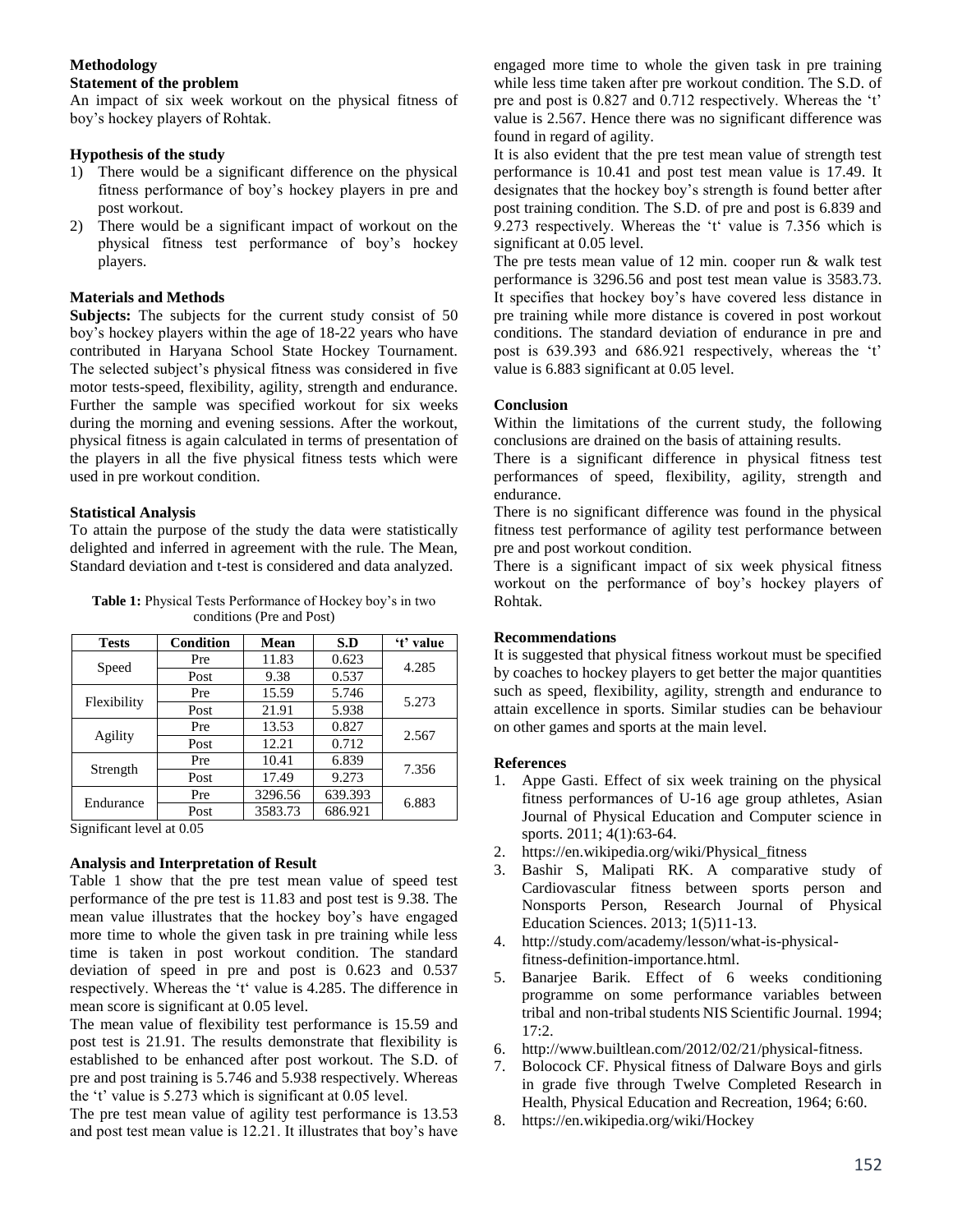## Methodology

### Statement of the problem

An impact of six week workout on the physical fitness of boy's hockey players of Rohtak.

### Hypothesis of the study

1) There would be a significant difference on the physical fitness performance of boy's hockey players in pre and post workout.
2) There would be a significant impact of workout on the physical fitness test performance of boy's hockey players.

### Materials and Methods

**Subjects:** The subjects for the current study consist of 50 boy's hockey players within the age of 18-22 years who have contributed in Haryana School State Hockey Tournament. The selected subject's physical fitness was considered in five motor tests-speed, flexibility, agility, strength and endurance. Further the sample was specified workout for six weeks during the morning and evening sessions. After the workout, physical fitness is again calculated in terms of presentation of the players in all the five physical fitness tests which were used in pre workout condition.

### Statistical Analysis

To attain the purpose of the study the data were statistically delighted and inferred in agreement with the rule. The Mean, Standard deviation and t-test is considered and data analyzed.

**Table 1:** Physical Tests Performance of Hockey boy's in two conditions (Pre and Post)

| Tests | Condition | Mean | S.D | 't' value |
|---|---|---|---|---|
| Speed | Pre | 11.83 | 0.623 | 4.285 |
| | Post | 9.38 | 0.537 | |
| Flexibility | Pre | 15.59 | 5.746 | 5.273 |
| | Post | 21.91 | 5.938 | |
| Agility | Pre | 13.53 | 0.827 | 2.567 |
| | Post | 12.21 | 0.712 | |
| Strength | Pre | 10.41 | 6.839 | 7.356 |
| | Post | 17.49 | 9.273 | |
| Endurance | Pre | 3296.56 | 639.393 | 6.883 |
| | Post | 3583.73 | 686.921 | |

Significant level at 0.05

### Analysis and Interpretation of Result

Table 1 show that the pre test mean value of speed test performance of the pre test is 11.83 and post test is 9.38. The mean value illustrates that the hockey boy's have engaged more time to whole the given task in pre training while less time is taken in post workout condition. The standard deviation of speed in pre and post is 0.623 and 0.537 respectively. Whereas the 't' value is 4.285. The difference in mean score is significant at 0.05 level.

The mean value of flexibility test performance is 15.59 and post test is 21.91. The results demonstrate that flexibility is established to be enhanced after post workout. The S.D. of pre and post training is 5.746 and 5.938 respectively. Whereas the 't' value is 5.273 which is significant at 0.05 level.

The pre test mean value of agility test performance is 13.53 and post test mean value is 12.21. It illustrates that boy's have engaged more time to whole the given task in pre training while less time taken after pre workout condition. The S.D. of pre and post is 0.827 and 0.712 respectively. Whereas the 't' value is 2.567. Hence there was no significant difference was found in regard of agility.

It is also evident that the pre test mean value of strength test performance is 10.41 and post test mean value is 17.49. It designates that the hockey boy's strength is found better after post training condition. The S.D. of pre and post is 6.839 and 9.273 respectively. Whereas the 't' value is 7.356 which is significant at 0.05 level.

The pre tests mean value of 12 min. cooper run & walk test performance is 3296.56 and post test mean value is 3583.73. It specifies that hockey boy's have covered less distance in pre training while more distance is covered in post workout conditions. The standard deviation of endurance in pre and post is 639.393 and 686.921 respectively, whereas the 't' value is 6.883 significant at 0.05 level.

### Conclusion

Within the limitations of the current study, the following conclusions are drained on the basis of attaining results.

There is a significant difference in physical fitness test performances of speed, flexibility, agility, strength and endurance.

There is no significant difference was found in the physical fitness test performance of agility test performance between pre and post workout condition.

There is a significant impact of six week physical fitness workout on the performance of boy's hockey players of Rohtak.

### Recommendations

It is suggested that physical fitness workout must be specified by coaches to hockey players to get better the major quantities such as speed, flexibility, agility, strength and endurance to attain excellence in sports. Similar studies can be behaviour on other games and sports at the main level.

### References

1. Appe Gasti. Effect of six week training on the physical fitness performances of U-16 age group athletes, Asian Journal of Physical Education and Computer science in sports. 2011; 4(1):63-64.
2. https://en.wikipedia.org/wiki/Physical_fitness
3. Bashir S, Malipati RK. A comparative study of Cardiovascular fitness between sports person and Nonsports Person, Research Journal of Physical Education Sciences. 2013; 1(5)11-13.
4. http://study.com/academy/lesson/what-is-physical-fitness-definition-importance.html.
5. Banarjee Barik. Effect of 6 weeks conditioning programme on some performance variables between tribal and non-tribal students NIS Scientific Journal. 1994; 17:2.
6. http://www.builtlean.com/2012/02/21/physical-fitness.
7. Bolocock CF. Physical fitness of Dalware Boys and girls in grade five through Twelve Completed Research in Health, Physical Education and Recreation, 1964; 6:60.
8. https://en.wikipedia.org/wiki/Hockey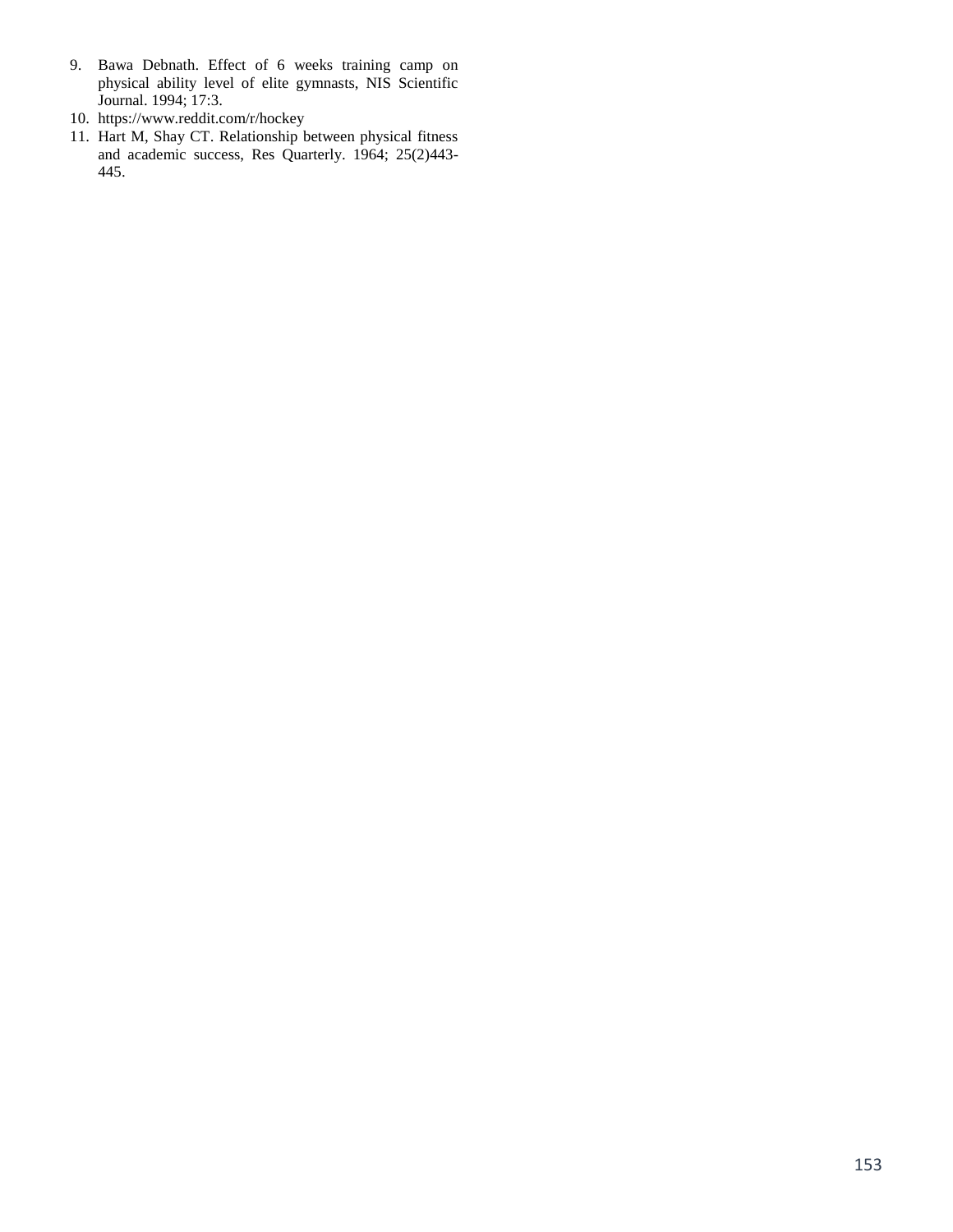9. Bawa Debnath. Effect of 6 weeks training camp on physical ability level of elite gymnasts, NIS Scientific Journal. 1994; 17:3.
10. https://www.reddit.com/r/hockey
11. Hart M, Shay CT. Relationship between physical fitness and academic success, Res Quarterly. 1964; 25(2)443-445.